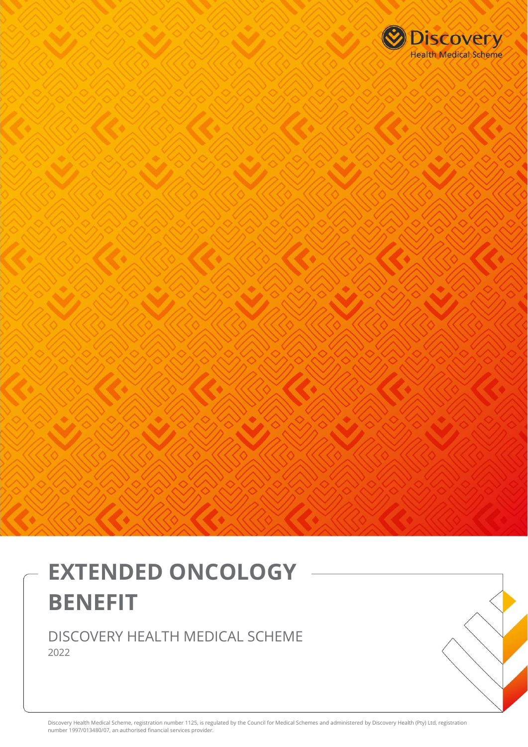Discovery Health Medical Scheme

# EXTENDED ONCOLOGY BENEFIT

DISCOVERY HEALTH MEDICAL SCHEME

2022

Discovery Health Medical Scheme, registration number 1125, is regulated by the Council for Medical Schemes and administered by Discovery Health (Pty) Ltd, registration number 1997/013480/07, an authorised financial services provider.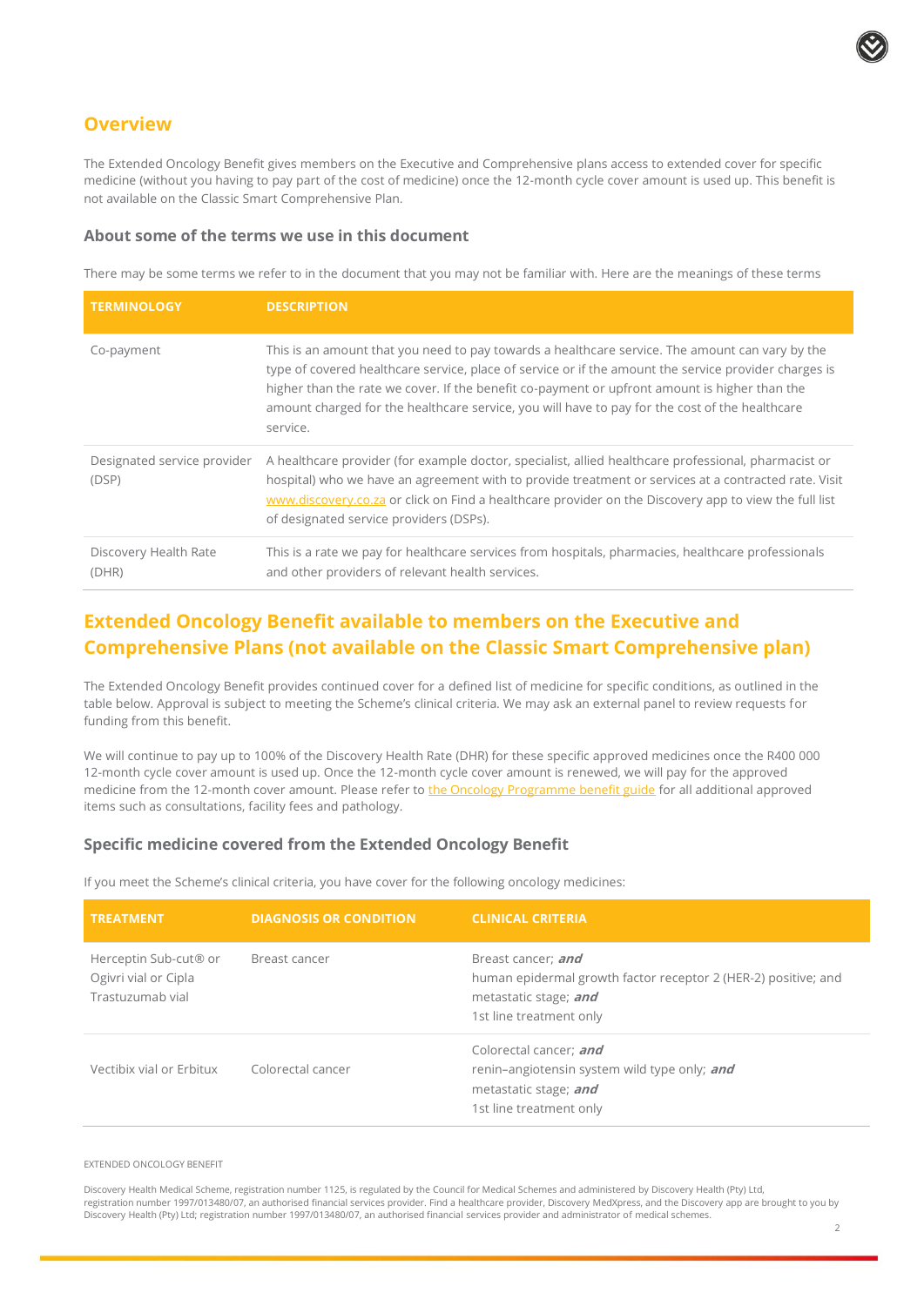## Overview

The Extended Oncology Benefit gives members on the Executive and Comprehensive plans access to extended cover for specific medicine (without you having to pay part of the cost of medicine) once the 12-month cycle cover amount is used up. This benefit is not available on the Classic Smart Comprehensive Plan.

### About some of the terms we use in this document

There may be some terms we refer to in the document that you may not be familiar with. Here are the meanings of these terms

| TERMINOLOGY | DESCRIPTION |
|---|---|
| Co-payment | This is an amount that you need to pay towards a healthcare service. The amount can vary by the type of covered healthcare service, place of service or if the amount the service provider charges is higher than the rate we cover. If the benefit co-payment or upfront amount is higher than the amount charged for the healthcare service, you will have to pay for the cost of the healthcare service. |
| Designated service provider (DSP) | A healthcare provider (for example doctor, specialist, allied healthcare professional, pharmacist or hospital) who we have an agreement with to provide treatment or services at a contracted rate. Visit www.discovery.co.za or click on Find a healthcare provider on the Discovery app to view the full list of designated service providers (DSPs). |
| Discovery Health Rate (DHR) | This is a rate we pay for healthcare services from hospitals, pharmacies, healthcare professionals and other providers of relevant health services. |

## Extended Oncology Benefit available to members on the Executive and Comprehensive Plans (not available on the Classic Smart Comprehensive plan)

The Extended Oncology Benefit provides continued cover for a defined list of medicine for specific conditions, as outlined in the table below. Approval is subject to meeting the Scheme's clinical criteria. We may ask an external panel to review requests for funding from this benefit.

We will continue to pay up to 100% of the Discovery Health Rate (DHR) for these specific approved medicines once the R400 000 12-month cycle cover amount is used up. Once the 12-month cycle cover amount is renewed, we will pay for the approved medicine from the 12-month cover amount. Please refer to the Oncology Programme benefit guide for all additional approved items such as consultations, facility fees and pathology.

### Specific medicine covered from the Extended Oncology Benefit

If you meet the Scheme's clinical criteria, you have cover for the following oncology medicines:

| TREATMENT | DIAGNOSIS OR CONDITION | CLINICAL CRITERIA |
|---|---|---|
| Herceptin Sub-cut® or Ogivri vial or Cipla Trastuzumab vial | Breast cancer | Breast cancer; ***and***<br>human epidermal growth factor receptor 2 (HER-2) positive; and<br>metastatic stage; ***and***<br>1st line treatment only |
| Vectibix vial or Erbitux | Colorectal cancer | Colorectal cancer; ***and***<br>renin–angiotensin system wild type only; ***and***<br>metastatic stage; ***and***<br>1st line treatment only |

EXTENDED ONCOLOGY BENEFIT

Discovery Health Medical Scheme, registration number 1125, is regulated by the Council for Medical Schemes and administered by Discovery Health (Pty) Ltd, registration number 1997/013480/07, an authorised financial services provider. Find a healthcare provider, Discovery MedXpress, and the Discovery app are brought to you by Discovery Health (Pty) Ltd; registration number 1997/013480/07, an authorised financial services provider and administrator of medical schemes.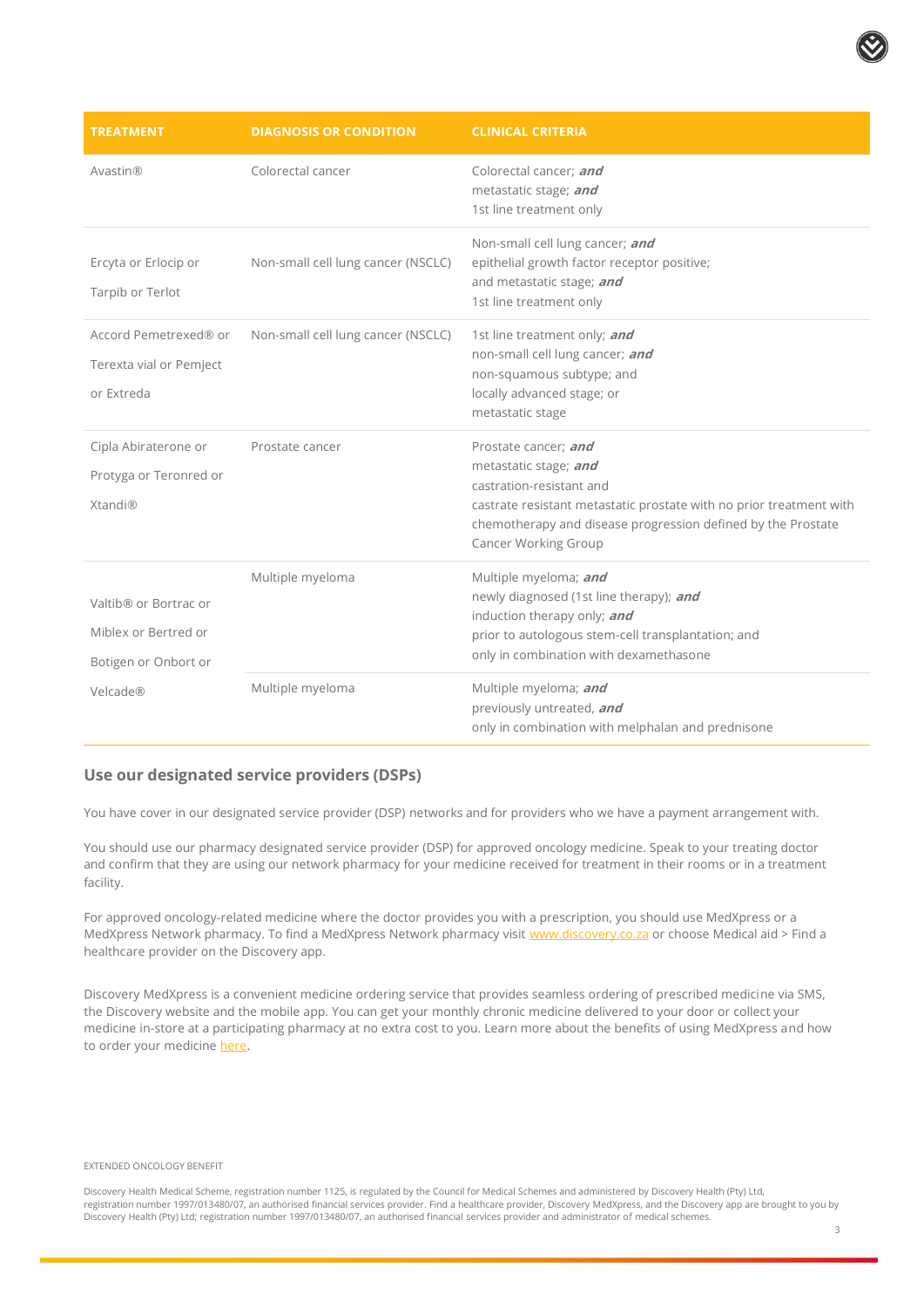| TREATMENT | DIAGNOSIS OR CONDITION | CLINICAL CRITERIA |
|---|---|---|
| Avastin® | Colorectal cancer | Colorectal cancer; ***and***<br>metastatic stage; ***and***<br>1st line treatment only |
| Ercyta or Erlocip or Tarpib or Terlot | Non-small cell lung cancer (NSCLC) | Non-small cell lung cancer; ***and***<br>epithelial growth factor receptor positive;<br>and metastatic stage; ***and***<br>1st line treatment only |
| Accord Pemetrexed® or Terexta vial or Pemject or Extreda | Non-small cell lung cancer (NSCLC) | 1st line treatment only; ***and***<br>non-small cell lung cancer; ***and***<br>non-squamous subtype; and<br>locally advanced stage; or<br>metastatic stage |
| Cipla Abiraterone or Protyga or Teronred or Xtandi® | Prostate cancer | Prostate cancer; ***and***<br>metastatic stage; ***and***<br>castration-resistant and<br>castrate resistant metastatic prostate with no prior treatment with chemotherapy and disease progression defined by the Prostate Cancer Working Group |
| Valtib® or Bortrac or Miblex or Bertred or Botigen or Onbort or Velcade® | Multiple myeloma | Multiple myeloma; ***and***<br>newly diagnosed (1st line therapy); ***and***<br>induction therapy only; ***and***<br>prior to autologous stem-cell transplantation; and<br>only in combination with dexamethasone |
| | Multiple myeloma | Multiple myeloma; ***and***<br>previously untreated, ***and***<br>only in combination with melphalan and prednisone |

## Use our designated service providers (DSPs)

You have cover in our designated service provider (DSP) networks and for providers who we have a payment arrangement with.

You should use our pharmacy designated service provider (DSP) for approved oncology medicine. Speak to your treating doctor and confirm that they are using our network pharmacy for your medicine received for treatment in their rooms or in a treatment facility.

For approved oncology-related medicine where the doctor provides you with a prescription, you should use MedXpress or a MedXpress Network pharmacy. To find a MedXpress Network pharmacy visit www.discovery.co.za or choose Medical aid > Find a healthcare provider on the Discovery app.

Discovery MedXpress is a convenient medicine ordering service that provides seamless ordering of prescribed medicine via SMS, the Discovery website and the mobile app. You can get your monthly chronic medicine delivered to your door or collect your medicine in-store at a participating pharmacy at no extra cost to you. Learn more about the benefits of using MedXpress and how to order your medicine here.

Discovery Health Medical Scheme, registration number 1125, is regulated by the Council for Medical Schemes and administered by Discovery Health (Pty) Ltd, registration number 1997/013480/07, an authorised financial services provider. Find a healthcare provider, Discovery MedXpress, and the Discovery app are brought to you by Discovery Health (Pty) Ltd; registration number 1997/013480/07, an authorised financial services provider and administrator of medical schemes.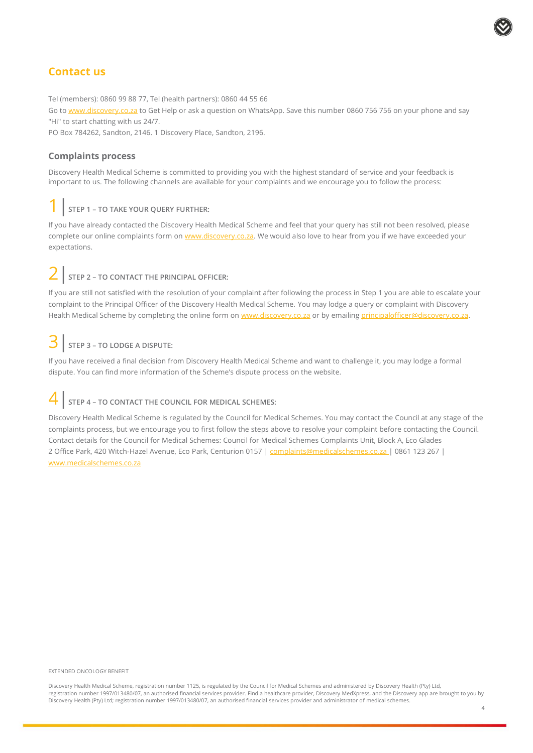## Contact us

Tel (members): 0860 99 88 77, Tel (health partners): 0860 44 55 66

Go to www.discovery.co.za to Get Help or ask a question on WhatsApp. Save this number 0860 756 756 on your phone and say "Hi" to start chatting with us 24/7.

PO Box 784262, Sandton, 2146. 1 Discovery Place, Sandton, 2196.

### Complaints process

Discovery Health Medical Scheme is committed to providing you with the highest standard of service and your feedback is important to us. The following channels are available for your complaints and we encourage you to follow the process:

**1 | STEP 1 – TO TAKE YOUR QUERY FURTHER:**

If you have already contacted the Discovery Health Medical Scheme and feel that your query has still not been resolved, please complete our online complaints form on www.discovery.co.za. We would also love to hear from you if we have exceeded your expectations.

**2 | STEP 2 – TO CONTACT THE PRINCIPAL OFFICER:**

If you are still not satisfied with the resolution of your complaint after following the process in Step 1 you are able to escalate your complaint to the Principal Officer of the Discovery Health Medical Scheme. You may lodge a query or complaint with Discovery Health Medical Scheme by completing the online form on www.discovery.co.za or by emailing principalofficer@discovery.co.za.

**3 | STEP 3 – TO LODGE A DISPUTE:**

If you have received a final decision from Discovery Health Medical Scheme and want to challenge it, you may lodge a formal dispute. You can find more information of the Scheme's dispute process on the website.

**4 | STEP 4 – TO CONTACT THE COUNCIL FOR MEDICAL SCHEMES:**

Discovery Health Medical Scheme is regulated by the Council for Medical Schemes. You may contact the Council at any stage of the complaints process, but we encourage you to first follow the steps above to resolve your complaint before contacting the Council. Contact details for the Council for Medical Schemes: Council for Medical Schemes Complaints Unit, Block A, Eco Glades 2 Office Park, 420 Witch-Hazel Avenue, Eco Park, Centurion 0157 | complaints@medicalschemes.co.za | 0861 123 267 | www.medicalschemes.co.za

Discovery Health Medical Scheme, registration number 1125, is regulated by the Council for Medical Schemes and administered by Discovery Health (Pty) Ltd, registration number 1997/013480/07, an authorised financial services provider. Find a healthcare provider, Discovery MedXpress, and the Discovery app are brought to you by Discovery Health (Pty) Ltd; registration number 1997/013480/07, an authorised financial services provider and administrator of medical schemes.